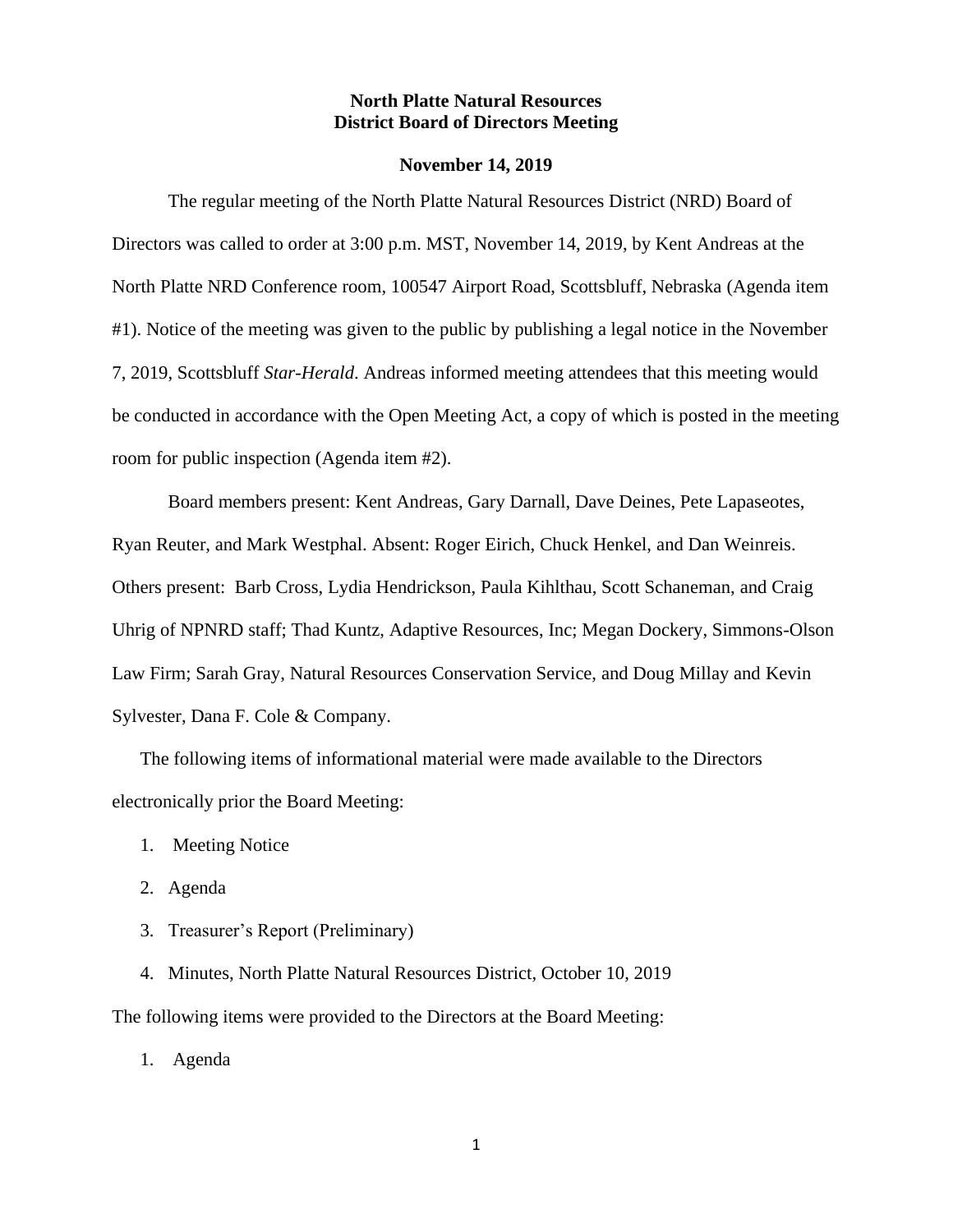# North Platte Natural Resources District Board of Directors Meeting

## November 14, 2019

The regular meeting of the North Platte Natural Resources District (NRD) Board of Directors was called to order at 3:00 p.m. MST, November 14, 2019, by Kent Andreas at the North Platte NRD Conference room, 100547 Airport Road, Scottsbluff, Nebraska (Agenda item #1). Notice of the meeting was given to the public by publishing a legal notice in the November 7, 2019, Scottsbluff *Star-Herald*. Andreas informed meeting attendees that this meeting would be conducted in accordance with the Open Meeting Act, a copy of which is posted in the meeting room for public inspection (Agenda item #2).

Board members present: Kent Andreas, Gary Darnall, Dave Deines, Pete Lapaseotes, Ryan Reuter, and Mark Westphal. Absent: Roger Eirich, Chuck Henkel, and Dan Weinreis. Others present: Barb Cross, Lydia Hendrickson, Paula Kihlthau, Scott Schaneman, and Craig Uhrig of NPNRD staff; Thad Kuntz, Adaptive Resources, Inc; Megan Dockery, Simmons-Olson Law Firm; Sarah Gray, Natural Resources Conservation Service, and Doug Millay and Kevin Sylvester, Dana F. Cole & Company.

The following items of informational material were made available to the Directors electronically prior the Board Meeting:

1. Meeting Notice
2. Agenda
3. Treasurer's Report (Preliminary)
4. Minutes, North Platte Natural Resources District, October 10, 2019

The following items were provided to the Directors at the Board Meeting:

1. Agenda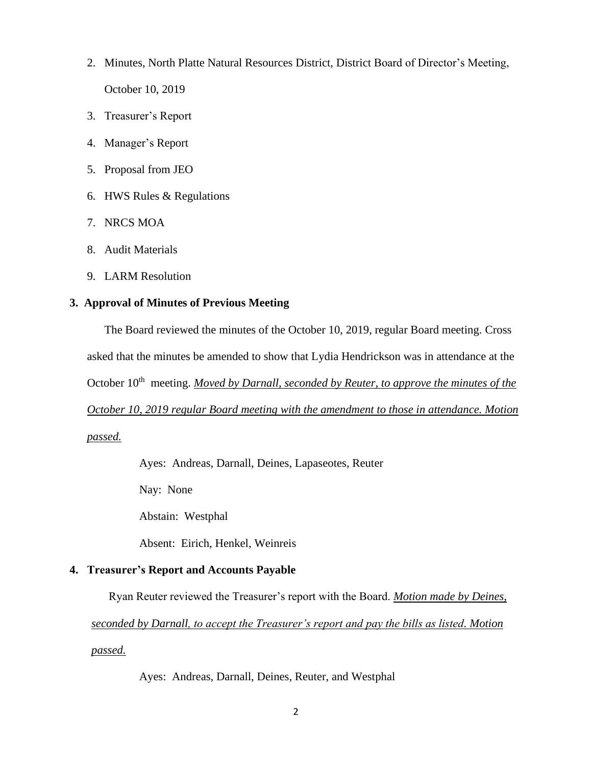2. Minutes, North Platte Natural Resources District, District Board of Director's Meeting, October 10, 2019
3. Treasurer's Report
4. Manager's Report
5. Proposal from JEO
6. HWS Rules & Regulations
7. NRCS MOA
8. Audit Materials
9. LARM Resolution

### 3. Approval of Minutes of Previous Meeting

The Board reviewed the minutes of the October 10, 2019, regular Board meeting. Cross asked that the minutes be amended to show that Lydia Hendrickson was in attendance at the October 10th meeting. ***Moved by Darnall, seconded by Reuter, to approve the minutes of the October 10, 2019 regular Board meeting with the amendment to those in attendance. Motion passed.***

Ayes: Andreas, Darnall, Deines, Lapaseotes, Reuter

Nay: None

Abstain: Westphal

Absent: Eirich, Henkel, Weinreis

### 4. Treasurer's Report and Accounts Payable

Ryan Reuter reviewed the Treasurer's report with the Board. ***Motion made by Deines, seconded by Darnall, to accept the Treasurer's report and pay the bills as listed. Motion passed.***

Ayes: Andreas, Darnall, Deines, Reuter, and Westphal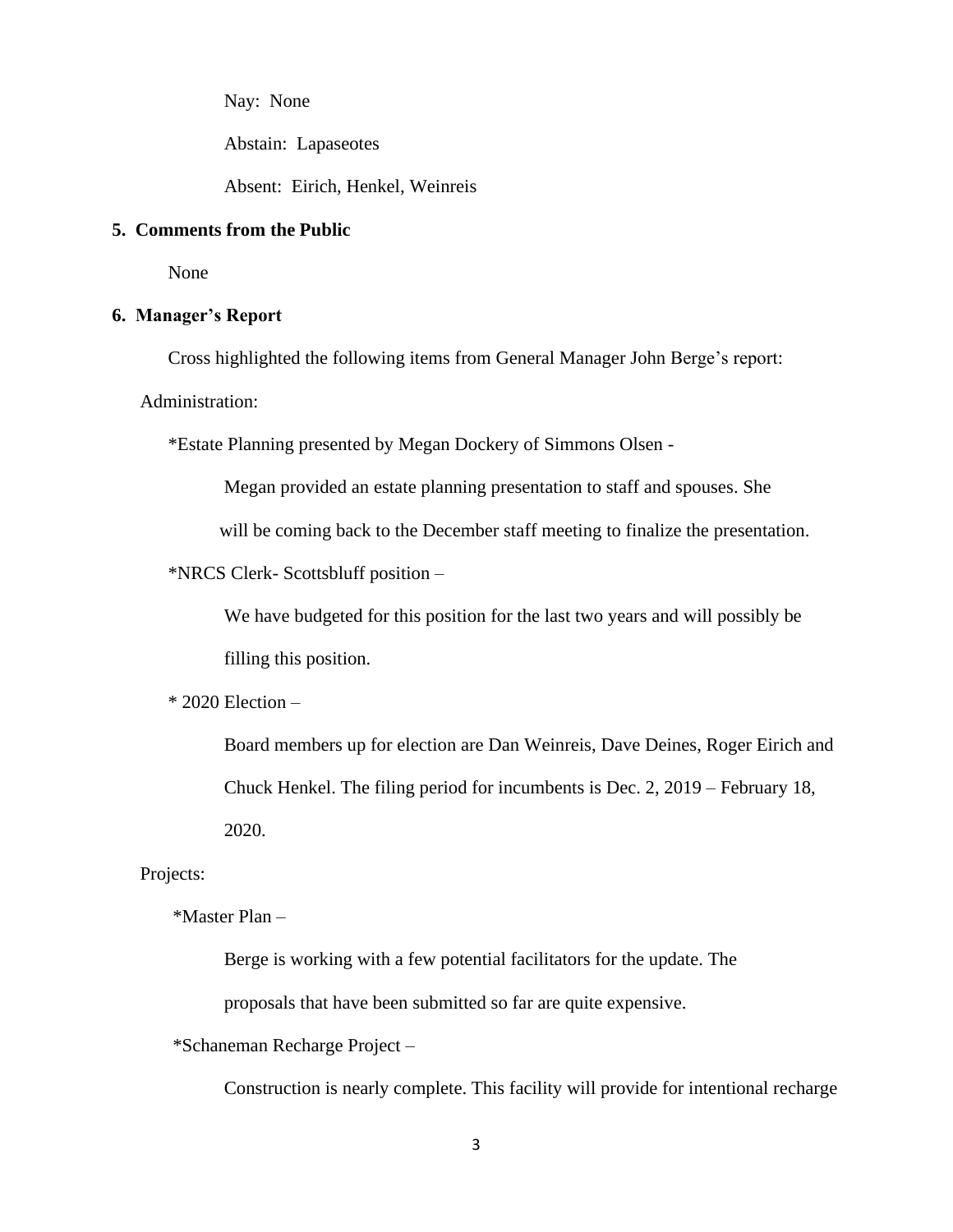Nay: None

Abstain: Lapaseotes

Absent: Eirich, Henkel, Weinreis

**5. Comments from the Public**

None

**6. Manager's Report**

Cross highlighted the following items from General Manager John Berge's report:

Administration:

*Estate Planning presented by Megan Dockery of Simmons Olsen -

Megan provided an estate planning presentation to staff and spouses. She will be coming back to the December staff meeting to finalize the presentation.

*NRCS Clerk- Scottsbluff position –

We have budgeted for this position for the last two years and will possibly be filling this position.

* 2020 Election –

Board members up for election are Dan Weinreis, Dave Deines, Roger Eirich and Chuck Henkel. The filing period for incumbents is Dec. 2, 2019 – February 18, 2020.

Projects:

*Master Plan –

Berge is working with a few potential facilitators for the update. The proposals that have been submitted so far are quite expensive.

*Schaneman Recharge Project –

Construction is nearly complete. This facility will provide for intentional recharge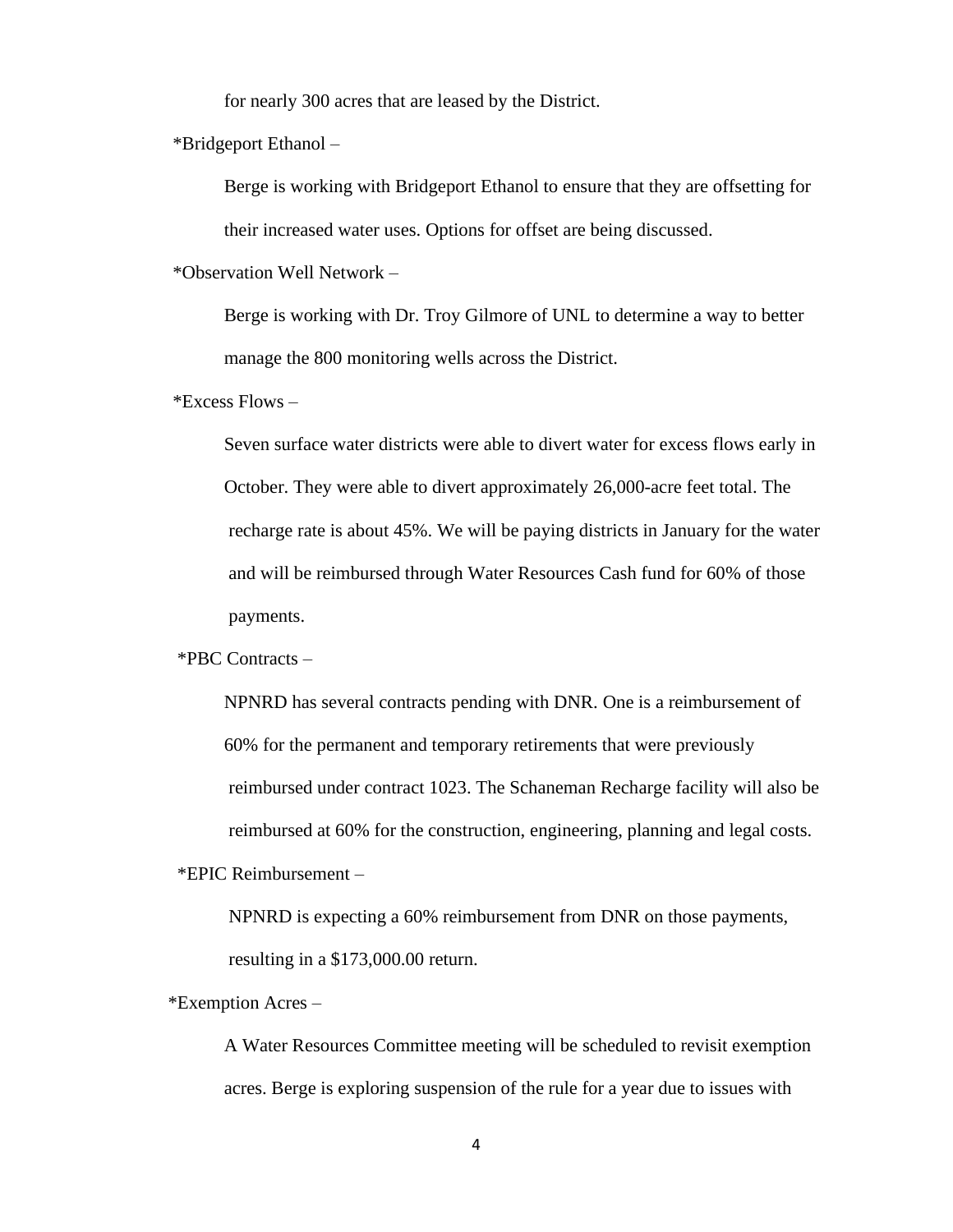for nearly 300 acres that are leased by the District.

*Bridgeport Ethanol –

Berge is working with Bridgeport Ethanol to ensure that they are offsetting for their increased water uses. Options for offset are being discussed.

*Observation Well Network –

Berge is working with Dr. Troy Gilmore of UNL to determine a way to better manage the 800 monitoring wells across the District.

*Excess Flows –

Seven surface water districts were able to divert water for excess flows early in October. They were able to divert approximately 26,000-acre feet total. The recharge rate is about 45%. We will be paying districts in January for the water and will be reimbursed through Water Resources Cash fund for 60% of those payments.

*PBC Contracts –

NPNRD has several contracts pending with DNR. One is a reimbursement of 60% for the permanent and temporary retirements that were previously reimbursed under contract 1023. The Schaneman Recharge facility will also be reimbursed at 60% for the construction, engineering, planning and legal costs.

*EPIC Reimbursement –

NPNRD is expecting a 60% reimbursement from DNR on those payments, resulting in a $173,000.00 return.

*Exemption Acres –

A Water Resources Committee meeting will be scheduled to revisit exemption acres. Berge is exploring suspension of the rule for a year due to issues with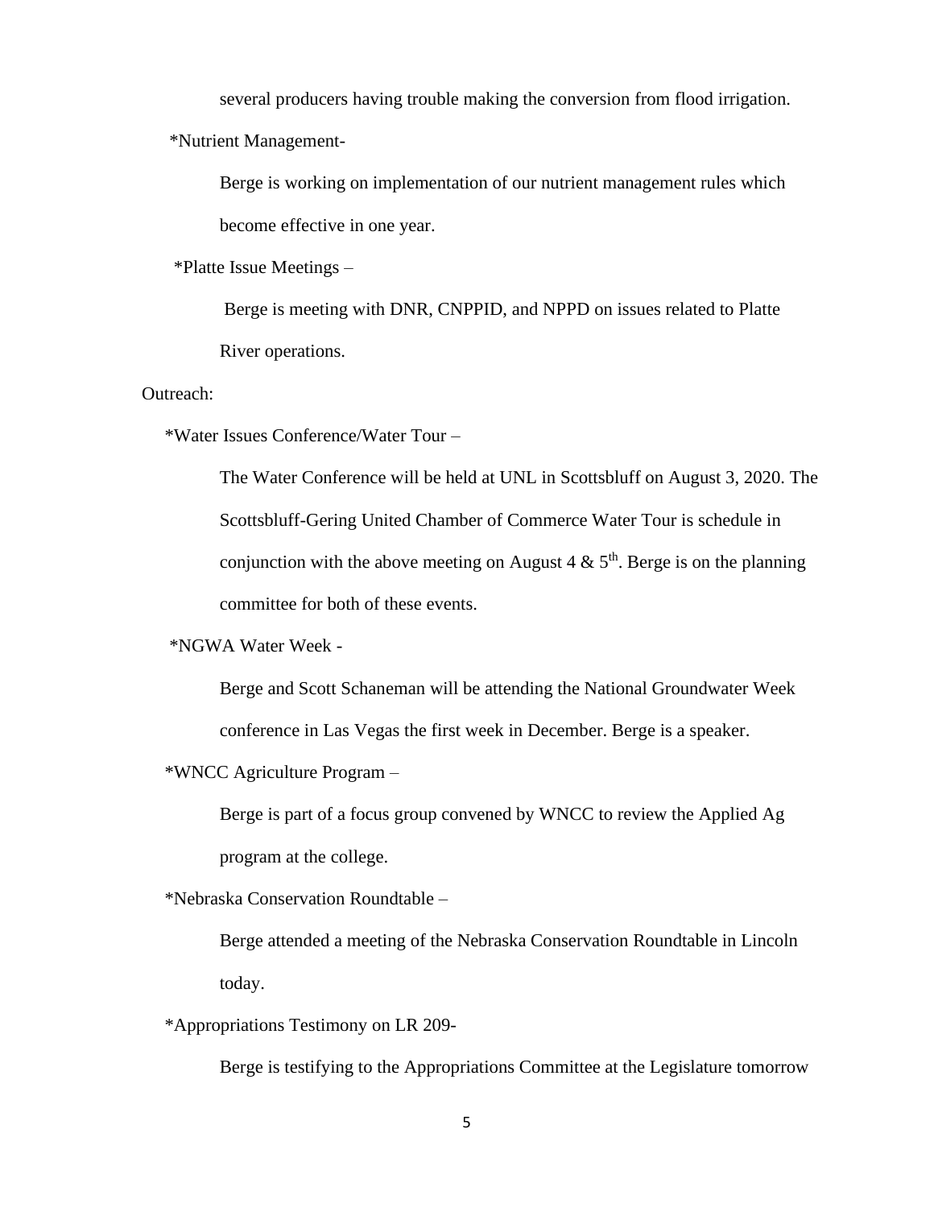several producers having trouble making the conversion from flood irrigation.

*Nutrient Management-

Berge is working on implementation of our nutrient management rules which become effective in one year.

*Platte Issue Meetings –

Berge is meeting with DNR, CNPPID, and NPPD on issues related to Platte River operations.

Outreach:

*Water Issues Conference/Water Tour –

The Water Conference will be held at UNL in Scottsbluff on August 3, 2020. The Scottsbluff-Gering United Chamber of Commerce Water Tour is schedule in conjunction with the above meeting on August 4 & 5th. Berge is on the planning committee for both of these events.

*NGWA Water Week -

Berge and Scott Schaneman will be attending the National Groundwater Week conference in Las Vegas the first week in December. Berge is a speaker.

*WNCC Agriculture Program –

Berge is part of a focus group convened by WNCC to review the Applied Ag program at the college.

*Nebraska Conservation Roundtable –

Berge attended a meeting of the Nebraska Conservation Roundtable in Lincoln today.

*Appropriations Testimony on LR 209-

Berge is testifying to the Appropriations Committee at the Legislature tomorrow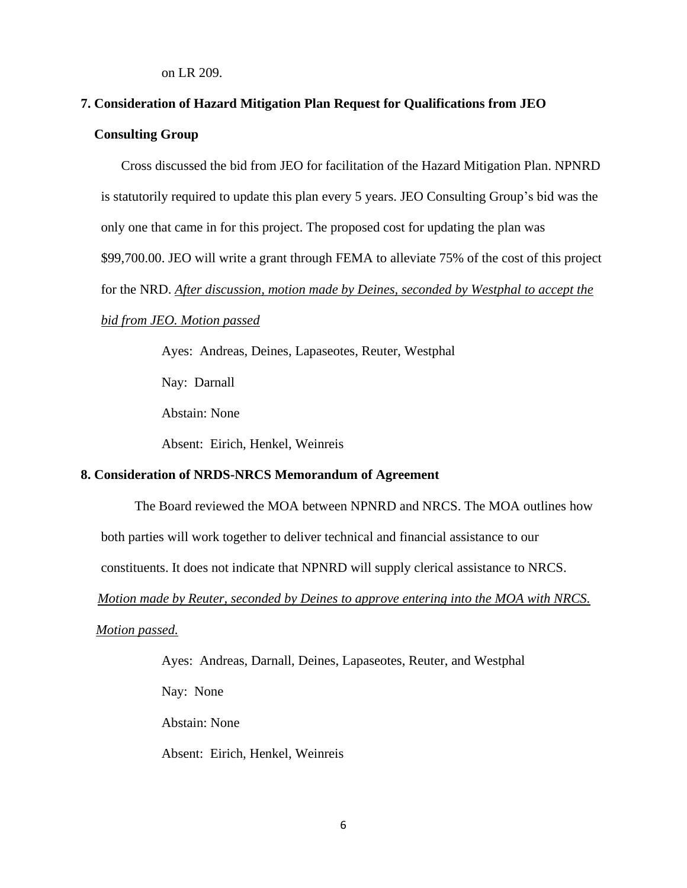on LR 209.

**7. Consideration of Hazard Mitigation Plan Request for Qualifications from JEO Consulting Group**

Cross discussed the bid from JEO for facilitation of the Hazard Mitigation Plan. NPNRD is statutorily required to update this plan every 5 years. JEO Consulting Group's bid was the only one that came in for this project. The proposed cost for updating the plan was $99,700.00. JEO will write a grant through FEMA to alleviate 75% of the cost of this project for the NRD. *After discussion, motion made by Deines, seconded by Westphal to accept the bid from JEO. Motion passed*

Ayes: Andreas, Deines, Lapaseotes, Reuter, Westphal

Nay: Darnall

Abstain: None

Absent: Eirich, Henkel, Weinreis

**8. Consideration of NRDS-NRCS Memorandum of Agreement**

The Board reviewed the MOA between NPNRD and NRCS. The MOA outlines how both parties will work together to deliver technical and financial assistance to our constituents. It does not indicate that NPNRD will supply clerical assistance to NRCS. *Motion made by Reuter, seconded by Deines to approve entering into the MOA with NRCS. Motion passed.*

Ayes: Andreas, Darnall, Deines, Lapaseotes, Reuter, and Westphal

Nay: None

Abstain: None

Absent: Eirich, Henkel, Weinreis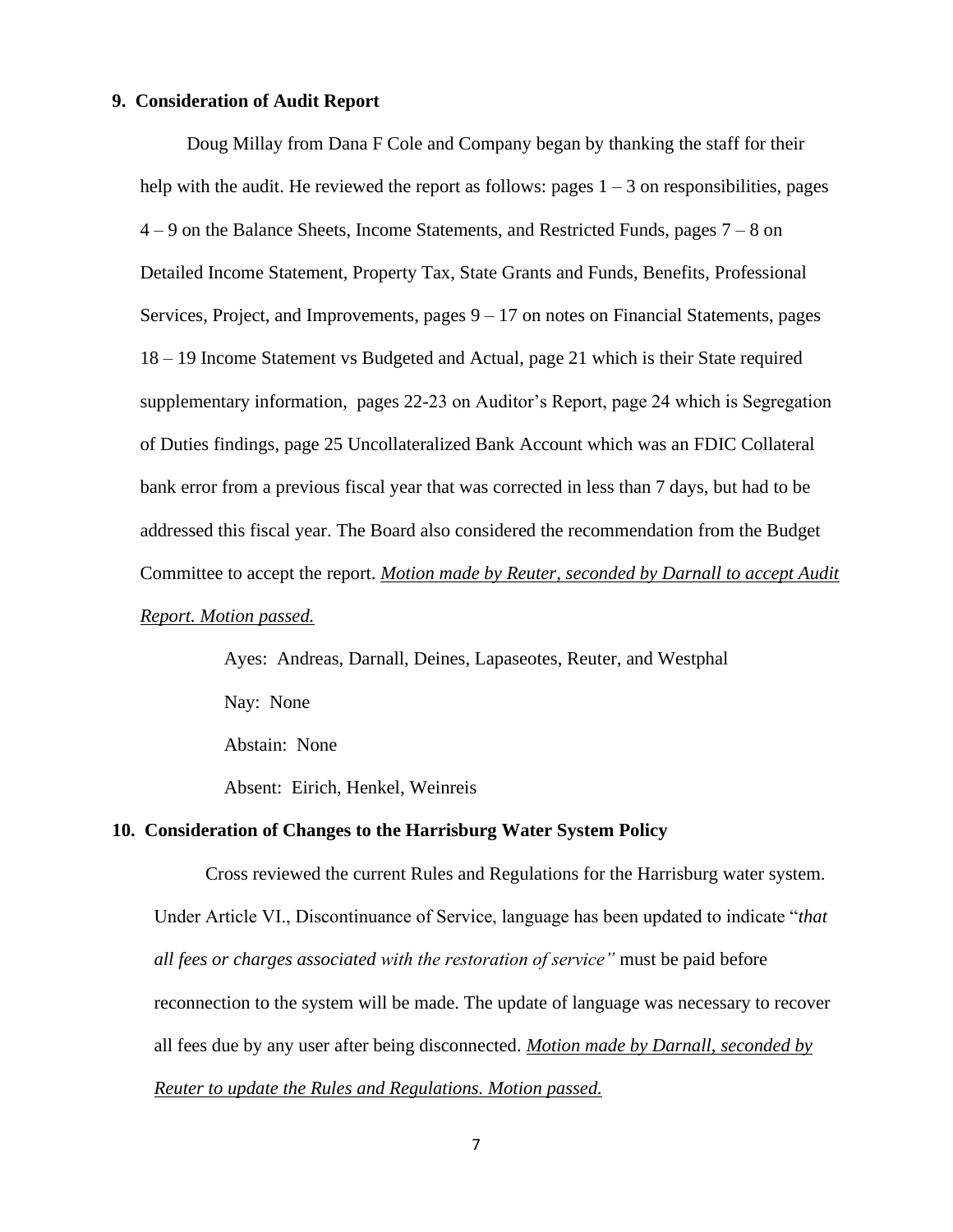**9. Consideration of Audit Report**

Doug Millay from Dana F Cole and Company began by thanking the staff for their help with the audit. He reviewed the report as follows: pages 1 – 3 on responsibilities, pages 4 – 9 on the Balance Sheets, Income Statements, and Restricted Funds, pages 7 – 8 on Detailed Income Statement, Property Tax, State Grants and Funds, Benefits, Professional Services, Project, and Improvements, pages 9 – 17 on notes on Financial Statements, pages 18 – 19 Income Statement vs Budgeted and Actual, page 21 which is their State required supplementary information, pages 22-23 on Auditor's Report, page 24 which is Segregation of Duties findings, page 25 Uncollateralized Bank Account which was an FDIC Collateral bank error from a previous fiscal year that was corrected in less than 7 days, but had to be addressed this fiscal year. The Board also considered the recommendation from the Budget Committee to accept the report. <u>*Motion made by Reuter, seconded by Darnall to accept Audit Report. Motion passed.*</u>

Ayes: Andreas, Darnall, Deines, Lapaseotes, Reuter, and Westphal

Nay: None

Abstain: None

Absent: Eirich, Henkel, Weinreis

**10. Consideration of Changes to the Harrisburg Water System Policy**

Cross reviewed the current Rules and Regulations for the Harrisburg water system. Under Article VI., Discontinuance of Service, language has been updated to indicate "*that all fees or charges associated with the restoration of service"* must be paid before reconnection to the system will be made. The update of language was necessary to recover all fees due by any user after being disconnected. <u>*Motion made by Darnall, seconded by Reuter to update the Rules and Regulations. Motion passed.*</u>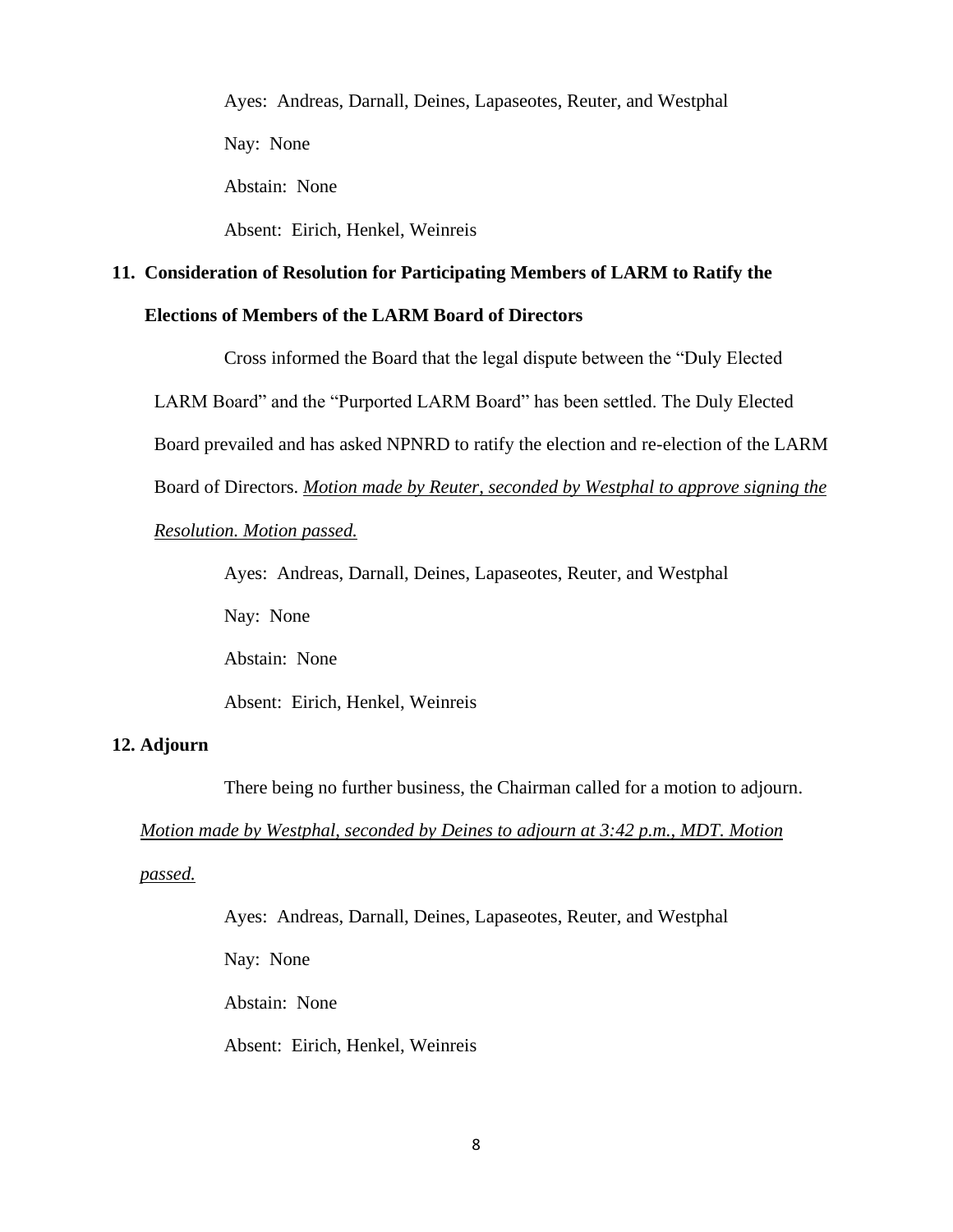Ayes: Andreas, Darnall, Deines, Lapaseotes, Reuter, and Westphal

Nay: None

Abstain: None

Absent: Eirich, Henkel, Weinreis

**11. Consideration of Resolution for Participating Members of LARM to Ratify the Elections of Members of the LARM Board of Directors**

Cross informed the Board that the legal dispute between the "Duly Elected LARM Board" and the "Purported LARM Board" has been settled. The Duly Elected Board prevailed and has asked NPNRD to ratify the election and re-election of the LARM Board of Directors. *Motion made by Reuter, seconded by Westphal to approve signing the Resolution. Motion passed.*

Ayes: Andreas, Darnall, Deines, Lapaseotes, Reuter, and Westphal

Nay: None

Abstain: None

Absent: Eirich, Henkel, Weinreis

**12. Adjourn**

There being no further business, the Chairman called for a motion to adjourn. *Motion made by Westphal, seconded by Deines to adjourn at 3:42 p.m., MDT. Motion passed.*

Ayes: Andreas, Darnall, Deines, Lapaseotes, Reuter, and Westphal

Nay: None

Abstain: None

Absent: Eirich, Henkel, Weinreis